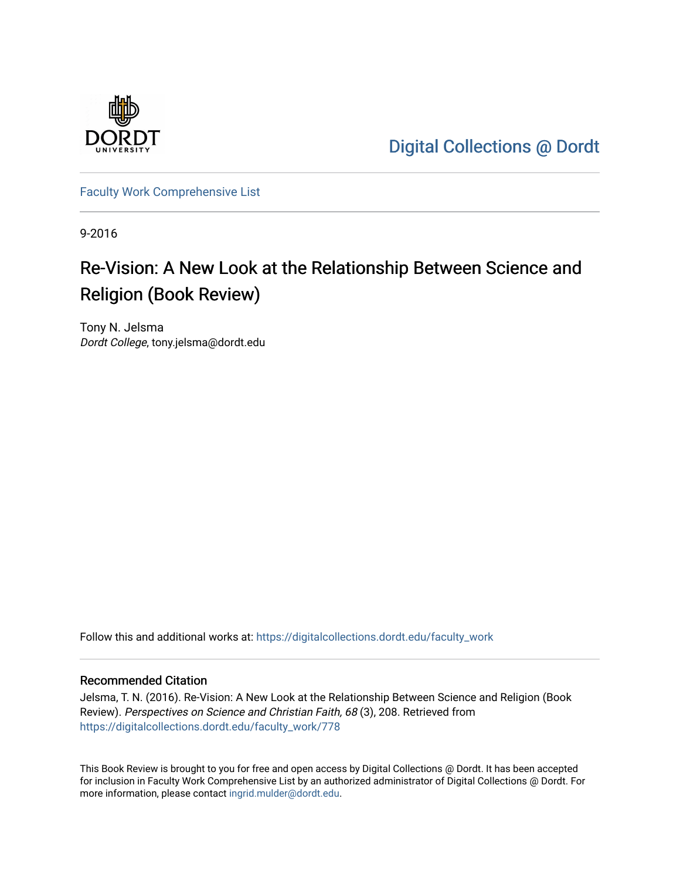Digital Collections @ Dordt

Faculty Work Comprehensive List

9-2016

# Re-Vision: A New Look at the Relationship Between Science and Religion (Book Review)

Tony N. Jelsma
*Dordt College*, tony.jelsma@dordt.edu

Follow this and additional works at: https://digitalcollections.dordt.edu/faculty_work

## Recommended Citation

Jelsma, T. N. (2016). Re-Vision: A New Look at the Relationship Between Science and Religion (Book Review). *Perspectives on Science and Christian Faith, 68* (3), 208. Retrieved from https://digitalcollections.dordt.edu/faculty_work/778

This Book Review is brought to you for free and open access by Digital Collections @ Dordt. It has been accepted for inclusion in Faculty Work Comprehensive List by an authorized administrator of Digital Collections @ Dordt. For more information, please contact ingrid.mulder@dordt.edu.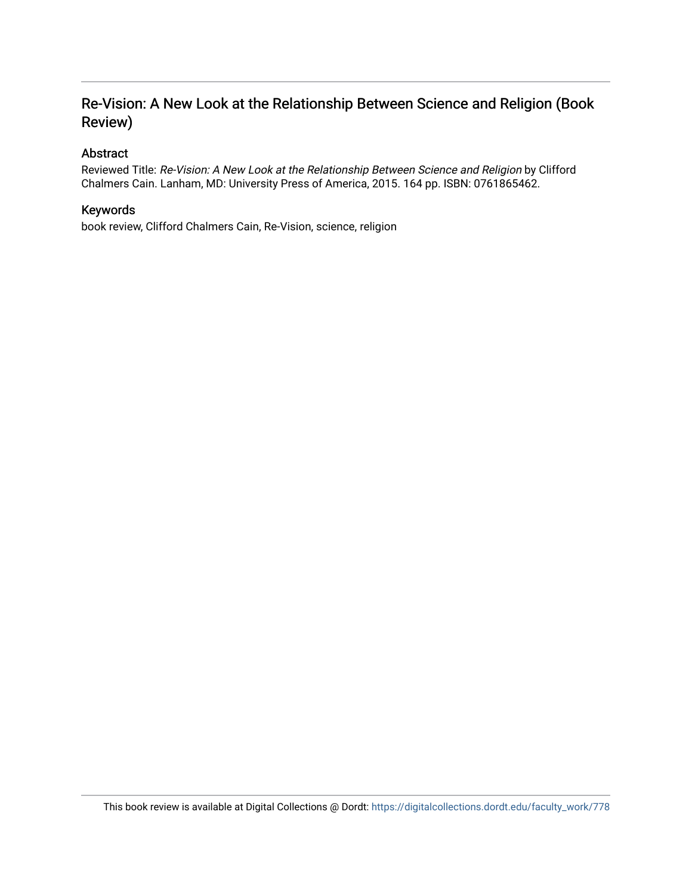## Re-Vision: A New Look at the Relationship Between Science and Religion (Book Review)

### Abstract

Reviewed Title: *Re-Vision: A New Look at the Relationship Between Science and Religion* by Clifford Chalmers Cain. Lanham, MD: University Press of America, 2015. 164 pp. ISBN: 0761865462.

### Keywords

book review, Clifford Chalmers Cain, Re-Vision, science, religion

This book review is available at Digital Collections @ Dordt: https://digitalcollections.dordt.edu/faculty_work/778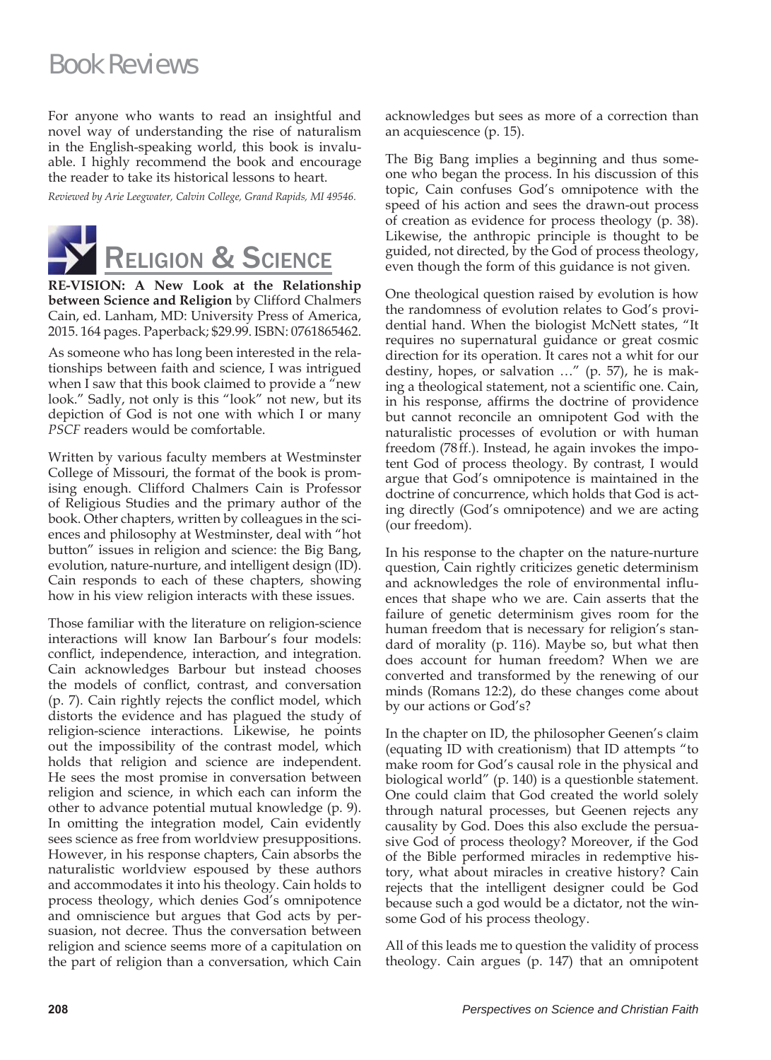# Book Reviews

For anyone who wants to read an insightful and novel way of understanding the rise of naturalism in the English-speaking world, this book is invaluable. I highly recommend the book and encourage the reader to take its historical lessons to heart.

*Reviewed by Arie Leegwater, Calvin College, Grand Rapids, MI 49546.*

## RELIGION & SCIENCE

**RE-VISION: A New Look at the Relationship between Science and Religion** by Clifford Chalmers Cain, ed. Lanham, MD: University Press of America, 2015. 164 pages. Paperback; $29.99. ISBN: 0761865462.

As someone who has long been interested in the relationships between faith and science, I was intrigued when I saw that this book claimed to provide a "new look." Sadly, not only is this "look" not new, but its depiction of God is not one with which I or many *PSCF* readers would be comfortable.

Written by various faculty members at Westminster College of Missouri, the format of the book is promising enough. Clifford Chalmers Cain is Professor of Religious Studies and the primary author of the book. Other chapters, written by colleagues in the sciences and philosophy at Westminster, deal with "hot button" issues in religion and science: the Big Bang, evolution, nature-nurture, and intelligent design (ID). Cain responds to each of these chapters, showing how in his view religion interacts with these issues.

Those familiar with the literature on religion-science interactions will know Ian Barbour's four models: conflict, independence, interaction, and integration. Cain acknowledges Barbour but instead chooses the models of conflict, contrast, and conversation (p. 7). Cain rightly rejects the conflict model, which distorts the evidence and has plagued the study of religion-science interactions. Likewise, he points out the impossibility of the contrast model, which holds that religion and science are independent. He sees the most promise in conversation between religion and science, in which each can inform the other to advance potential mutual knowledge (p. 9). In omitting the integration model, Cain evidently sees science as free from worldview presuppositions. However, in his response chapters, Cain absorbs the naturalistic worldview espoused by these authors and accommodates it into his theology. Cain holds to process theology, which denies God's omnipotence and omniscience but argues that God acts by persuasion, not decree. Thus the conversation between religion and science seems more of a capitulation on the part of religion than a conversation, which Cain acknowledges but sees as more of a correction than an acquiescence (p. 15).

The Big Bang implies a beginning and thus someone who began the process. In his discussion of this topic, Cain confuses God's omnipotence with the speed of his action and sees the drawn-out process of creation as evidence for process theology (p. 38). Likewise, the anthropic principle is thought to be guided, not directed, by the God of process theology, even though the form of this guidance is not given.

One theological question raised by evolution is how the randomness of evolution relates to God's providential hand. When the biologist McNett states, "It requires no supernatural guidance or great cosmic direction for its operation. It cares not a whit for our destiny, hopes, or salvation …" (p. 57), he is making a theological statement, not a scientific one. Cain, in his response, affirms the doctrine of providence but cannot reconcile an omnipotent God with the naturalistic processes of evolution or with human freedom (78ff.). Instead, he again invokes the impotent God of process theology. By contrast, I would argue that God's omnipotence is maintained in the doctrine of concurrence, which holds that God is acting directly (God's omnipotence) and we are acting (our freedom).

In his response to the chapter on the nature-nurture question, Cain rightly criticizes genetic determinism and acknowledges the role of environmental influences that shape who we are. Cain asserts that the failure of genetic determinism gives room for the human freedom that is necessary for religion's standard of morality (p. 116). Maybe so, but what then does account for human freedom? When we are converted and transformed by the renewing of our minds (Romans 12:2), do these changes come about by our actions or God's?

In the chapter on ID, the philosopher Geenen's claim (equating ID with creationism) that ID attempts "to make room for God's causal role in the physical and biological world" (p. 140) is a questionble statement. One could claim that God created the world solely through natural processes, but Geenen rejects any causality by God. Does this also exclude the persuasive God of process theology? Moreover, if the God of the Bible performed miracles in redemptive history, what about miracles in creative history? Cain rejects that the intelligent designer could be God because such a god would be a dictator, not the winsome God of his process theology.

All of this leads me to question the validity of process theology. Cain argues (p. 147) that an omnipotent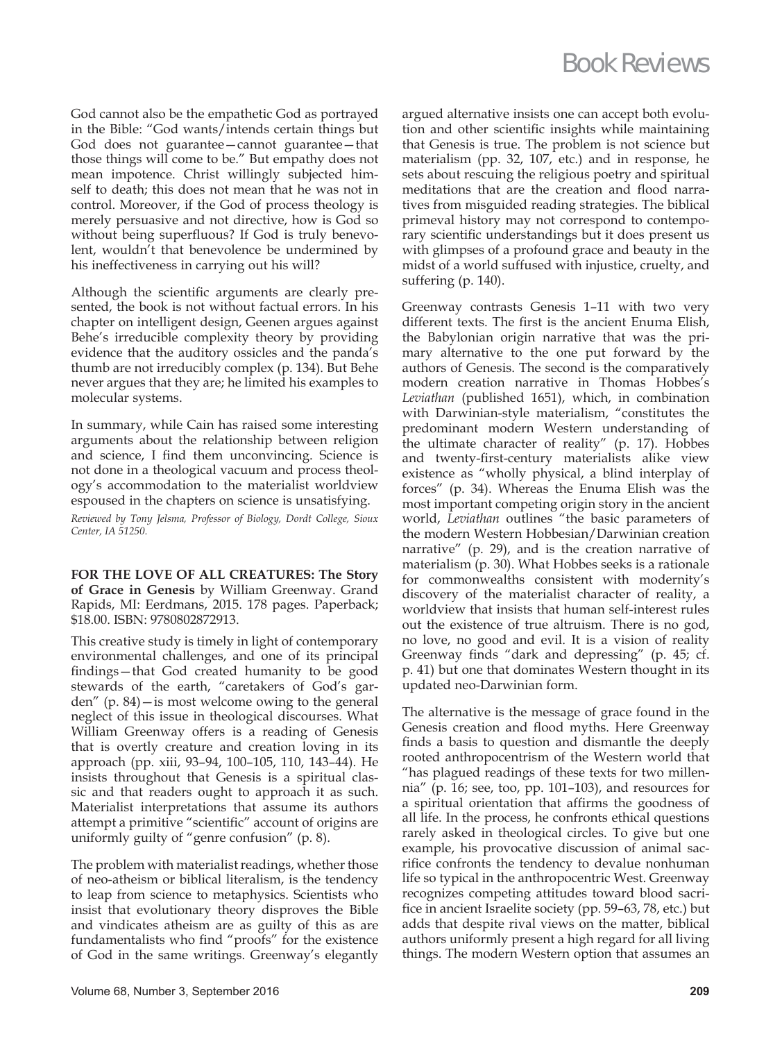God cannot also be the empathetic God as portrayed in the Bible: "God wants/intends certain things but God does not guarantee—cannot guarantee—that those things will come to be." But empathy does not mean impotence. Christ willingly subjected himself to death; this does not mean that he was not in control. Moreover, if the God of process theology is merely persuasive and not directive, how is God so without being superfluous? If God is truly benevolent, wouldn't that benevolence be undermined by his ineffectiveness in carrying out his will?

Although the scientific arguments are clearly presented, the book is not without factual errors. In his chapter on intelligent design, Geenen argues against Behe's irreducible complexity theory by providing evidence that the auditory ossicles and the panda's thumb are not irreducibly complex (p. 134). But Behe never argues that they are; he limited his examples to molecular systems.

In summary, while Cain has raised some interesting arguments about the relationship between religion and science, I find them unconvincing. Science is not done in a theological vacuum and process theology's accommodation to the materialist worldview espoused in the chapters on science is unsatisfying.

*Reviewed by Tony Jelsma, Professor of Biology, Dordt College, Sioux Center, IA 51250.*

**FOR THE LOVE OF ALL CREATURES: The Story of Grace in Genesis** by William Greenway. Grand Rapids, MI: Eerdmans, 2015. 178 pages. Paperback; $18.00. ISBN: 9780802872913.

This creative study is timely in light of contemporary environmental challenges, and one of its principal findings—that God created humanity to be good stewards of the earth, "caretakers of God's garden" (p. 84)—is most welcome owing to the general neglect of this issue in theological discourses. What William Greenway offers is a reading of Genesis that is overtly creature and creation loving in its approach (pp. xiii, 93–94, 100–105, 110, 143–44). He insists throughout that Genesis is a spiritual classic and that readers ought to approach it as such. Materialist interpretations that assume its authors attempt a primitive "scientific" account of origins are uniformly guilty of "genre confusion" (p. 8).

The problem with materialist readings, whether those of neo-atheism or biblical literalism, is the tendency to leap from science to metaphysics. Scientists who insist that evolutionary theory disproves the Bible and vindicates atheism are as guilty of this as are fundamentalists who find "proofs" for the existence of God in the same writings. Greenway's elegantly argued alternative insists one can accept both evolution and other scientific insights while maintaining that Genesis is true. The problem is not science but materialism (pp. 32, 107, etc.) and in response, he sets about rescuing the religious poetry and spiritual meditations that are the creation and flood narratives from misguided reading strategies. The biblical primeval history may not correspond to contemporary scientific understandings but it does present us with glimpses of a profound grace and beauty in the midst of a world suffused with injustice, cruelty, and suffering (p. 140).

Greenway contrasts Genesis 1–11 with two very different texts. The first is the ancient Enuma Elish, the Babylonian origin narrative that was the primary alternative to the one put forward by the authors of Genesis. The second is the comparatively modern creation narrative in Thomas Hobbes's *Leviathan* (published 1651), which, in combination with Darwinian-style materialism, "constitutes the predominant modern Western understanding of the ultimate character of reality" (p. 17). Hobbes and twenty-first-century materialists alike view existence as "wholly physical, a blind interplay of forces" (p. 34). Whereas the Enuma Elish was the most important competing origin story in the ancient world, *Leviathan* outlines "the basic parameters of the modern Western Hobbesian/Darwinian creation narrative" (p. 29), and is the creation narrative of materialism (p. 30). What Hobbes seeks is a rationale for commonwealths consistent with modernity's discovery of the materialist character of reality, a worldview that insists that human self-interest rules out the existence of true altruism. There is no god, no love, no good and evil. It is a vision of reality Greenway finds "dark and depressing" (p. 45; cf. p. 41) but one that dominates Western thought in its updated neo-Darwinian form.

The alternative is the message of grace found in the Genesis creation and flood myths. Here Greenway finds a basis to question and dismantle the deeply rooted anthropocentrism of the Western world that "has plagued readings of these texts for two millennia" (p. 16; see, too, pp. 101–103), and resources for a spiritual orientation that affirms the goodness of all life. In the process, he confronts ethical questions rarely asked in theological circles. To give but one example, his provocative discussion of animal sacrifice confronts the tendency to devalue nonhuman life so typical in the anthropocentric West. Greenway recognizes competing attitudes toward blood sacrifice in ancient Israelite society (pp. 59–63, 78, etc.) but adds that despite rival views on the matter, biblical authors uniformly present a high regard for all living things. The modern Western option that assumes an